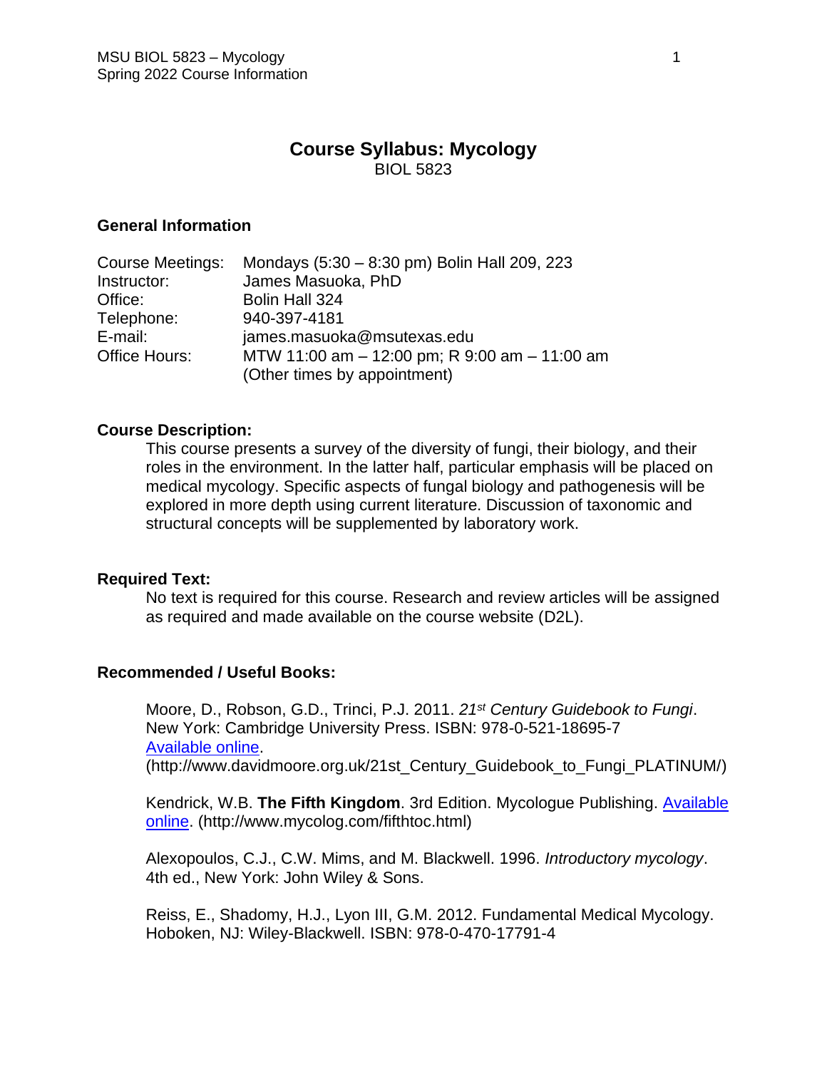# Course Syllabus: Mycology

BIOL 5823

## General Information

| | |
|---|---|
| Course Meetings: | Mondays (5:30 – 8:30 pm) Bolin Hall 209, 223 |
| Instructor: | James Masuoka, PhD |
| Office: | Bolin Hall 324 |
| Telephone: | 940-397-4181 |
| E-mail: | james.masuoka@msutexas.edu |
| Office Hours: | MTW 11:00 am – 12:00 pm; R 9:00 am – 11:00 am (Other times by appointment) |

## Course Description:

This course presents a survey of the diversity of fungi, their biology, and their roles in the environment. In the latter half, particular emphasis will be placed on medical mycology. Specific aspects of fungal biology and pathogenesis will be explored in more depth using current literature. Discussion of taxonomic and structural concepts will be supplemented by laboratory work.

## Required Text:

No text is required for this course. Research and review articles will be assigned as required and made available on the course website (D2L).

## Recommended / Useful Books:

Moore, D., Robson, G.D., Trinci, P.J. 2011. *21st Century Guidebook to Fungi*. New York: Cambridge University Press. ISBN: 978-0-521-18695-7 Available online. (http://www.davidmoore.org.uk/21st_Century_Guidebook_to_Fungi_PLATINUM/)

Kendrick, W.B. **The Fifth Kingdom**. 3rd Edition. Mycologue Publishing. Available online. (http://www.mycolog.com/fifthtoc.html)

Alexopoulos, C.J., C.W. Mims, and M. Blackwell. 1996. *Introductory mycology*. 4th ed., New York: John Wiley & Sons.

Reiss, E., Shadomy, H.J., Lyon III, G.M. 2012. Fundamental Medical Mycology. Hoboken, NJ: Wiley-Blackwell. ISBN: 978-0-470-17791-4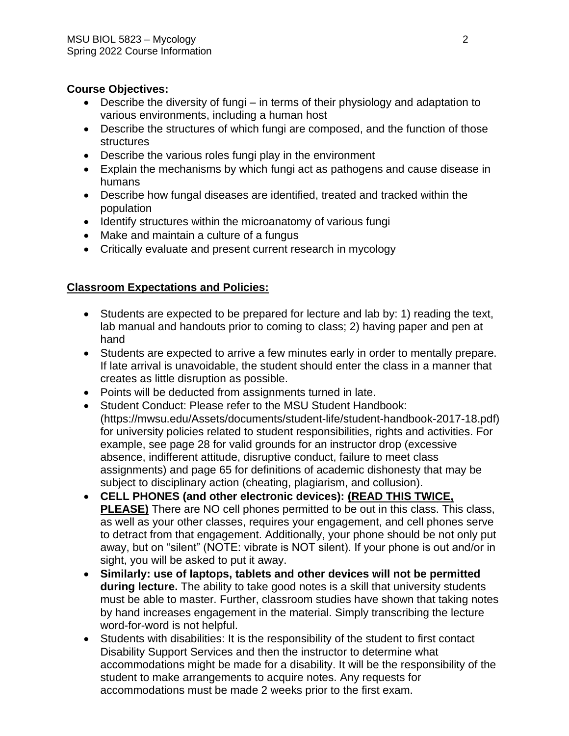**Course Objectives:**

- Describe the diversity of fungi – in terms of their physiology and adaptation to various environments, including a human host
- Describe the structures of which fungi are composed, and the function of those structures
- Describe the various roles fungi play in the environment
- Explain the mechanisms by which fungi act as pathogens and cause disease in humans
- Describe how fungal diseases are identified, treated and tracked within the population
- Identify structures within the microanatomy of various fungi
- Make and maintain a culture of a fungus
- Critically evaluate and present current research in mycology

## **Classroom Expectations and Policies:**

- Students are expected to be prepared for lecture and lab by: 1) reading the text, lab manual and handouts prior to coming to class; 2) having paper and pen at hand
- Students are expected to arrive a few minutes early in order to mentally prepare. If late arrival is unavoidable, the student should enter the class in a manner that creates as little disruption as possible.
- Points will be deducted from assignments turned in late.
- Student Conduct: Please refer to the MSU Student Handbook: (https://mwsu.edu/Assets/documents/student-life/student-handbook-2017-18.pdf) for university policies related to student responsibilities, rights and activities. For example, see page 28 for valid grounds for an instructor drop (excessive absence, indifferent attitude, disruptive conduct, failure to meet class assignments) and page 65 for definitions of academic dishonesty that may be subject to disciplinary action (cheating, plagiarism, and collusion).
- **CELL PHONES (and other electronic devices): <u>(READ THIS TWICE, PLEASE)</u>** There are NO cell phones permitted to be out in this class. This class, as well as your other classes, requires your engagement, and cell phones serve to detract from that engagement. Additionally, your phone should be not only put away, but on "silent" (NOTE: vibrate is NOT silent). If your phone is out and/or in sight, you will be asked to put it away.
- **Similarly: use of laptops, tablets and other devices will not be permitted during lecture.** The ability to take good notes is a skill that university students must be able to master. Further, classroom studies have shown that taking notes by hand increases engagement in the material. Simply transcribing the lecture word-for-word is not helpful.
- Students with disabilities: It is the responsibility of the student to first contact Disability Support Services and then the instructor to determine what accommodations might be made for a disability. It will be the responsibility of the student to make arrangements to acquire notes. Any requests for accommodations must be made 2 weeks prior to the first exam.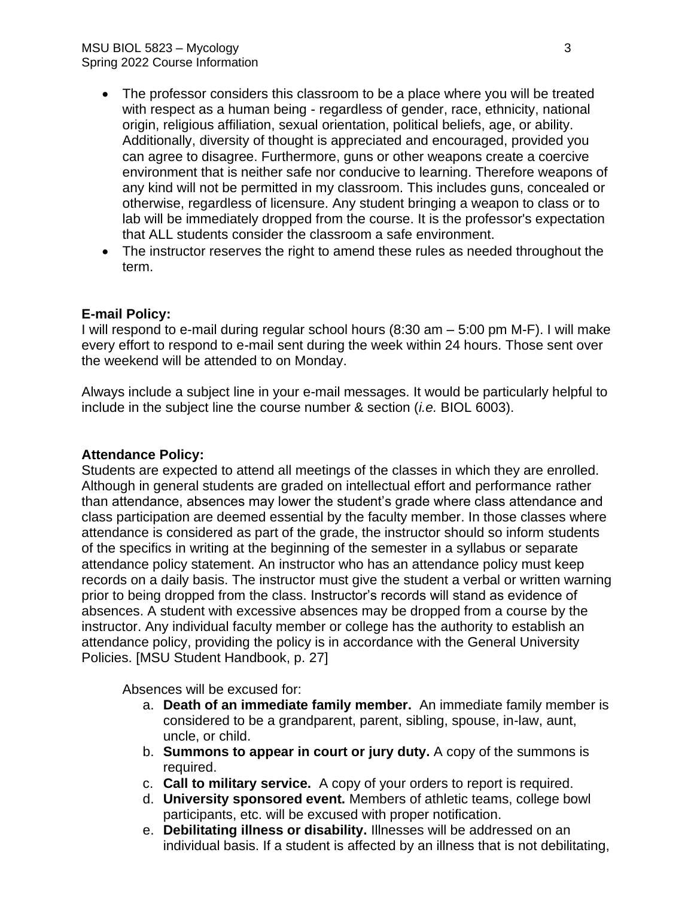- The professor considers this classroom to be a place where you will be treated with respect as a human being - regardless of gender, race, ethnicity, national origin, religious affiliation, sexual orientation, political beliefs, age, or ability. Additionally, diversity of thought is appreciated and encouraged, provided you can agree to disagree. Furthermore, guns or other weapons create a coercive environment that is neither safe nor conducive to learning. Therefore weapons of any kind will not be permitted in my classroom. This includes guns, concealed or otherwise, regardless of licensure. Any student bringing a weapon to class or to lab will be immediately dropped from the course. It is the professor's expectation that ALL students consider the classroom a safe environment.
- The instructor reserves the right to amend these rules as needed throughout the term.

**E-mail Policy:**
I will respond to e-mail during regular school hours (8:30 am – 5:00 pm M-F). I will make every effort to respond to e-mail sent during the week within 24 hours. Those sent over the weekend will be attended to on Monday.

Always include a subject line in your e-mail messages. It would be particularly helpful to include in the subject line the course number & section (*i.e.* BIOL 6003).

**Attendance Policy:**
Students are expected to attend all meetings of the classes in which they are enrolled. Although in general students are graded on intellectual effort and performance rather than attendance, absences may lower the student's grade where class attendance and class participation are deemed essential by the faculty member. In those classes where attendance is considered as part of the grade, the instructor should so inform students of the specifics in writing at the beginning of the semester in a syllabus or separate attendance policy statement. An instructor who has an attendance policy must keep records on a daily basis. The instructor must give the student a verbal or written warning prior to being dropped from the class. Instructor's records will stand as evidence of absences. A student with excessive absences may be dropped from a course by the instructor. Any individual faculty member or college has the authority to establish an attendance policy, providing the policy is in accordance with the General University Policies. [MSU Student Handbook, p. 27]

Absences will be excused for:

a. **Death of an immediate family member.** An immediate family member is considered to be a grandparent, parent, sibling, spouse, in-law, aunt, uncle, or child.
b. **Summons to appear in court or jury duty.** A copy of the summons is required.
c. **Call to military service.** A copy of your orders to report is required.
d. **University sponsored event.** Members of athletic teams, college bowl participants, etc. will be excused with proper notification.
e. **Debilitating illness or disability.** Illnesses will be addressed on an individual basis. If a student is affected by an illness that is not debilitating,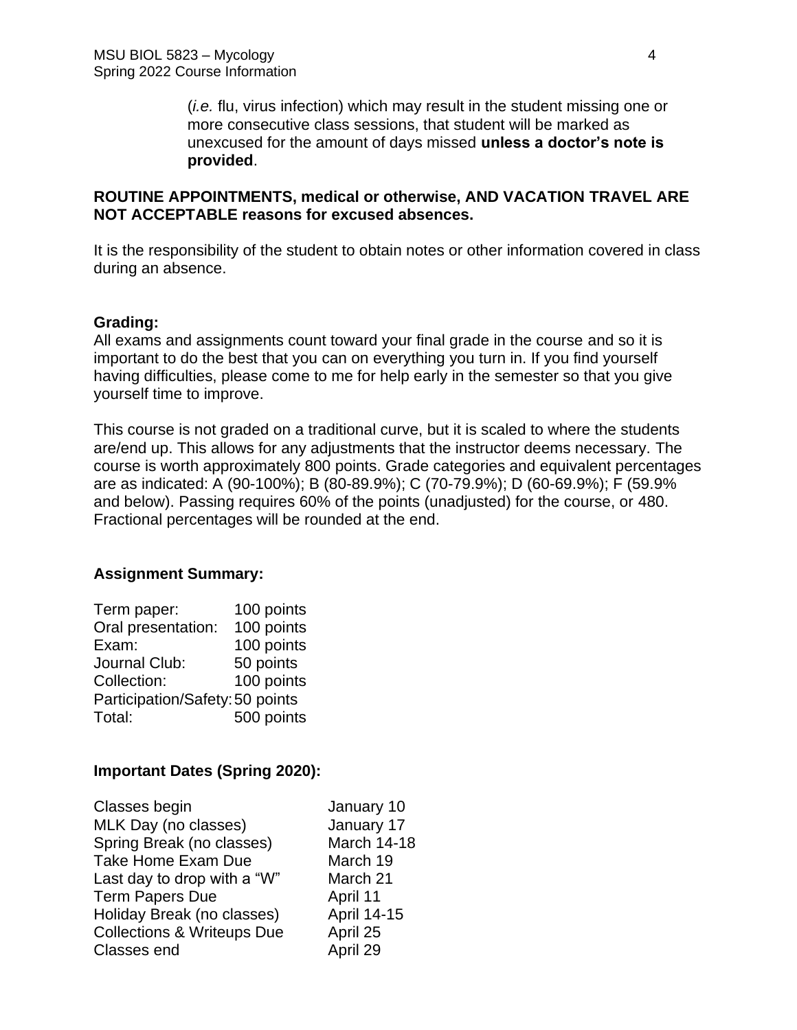(*i.e.* flu, virus infection) which may result in the student missing one or more consecutive class sessions, that student will be marked as unexcused for the amount of days missed **unless a doctor's note is provided**.

**ROUTINE APPOINTMENTS, medical or otherwise, AND VACATION TRAVEL ARE NOT ACCEPTABLE reasons for excused absences.**

It is the responsibility of the student to obtain notes or other information covered in class during an absence.

**Grading:**

All exams and assignments count toward your final grade in the course and so it is important to do the best that you can on everything you turn in. If you find yourself having difficulties, please come to me for help early in the semester so that you give yourself time to improve.

This course is not graded on a traditional curve, but it is scaled to where the students are/end up. This allows for any adjustments that the instructor deems necessary. The course is worth approximately 800 points. Grade categories and equivalent percentages are as indicated: A (90-100%); B (80-89.9%); C (70-79.9%); D (60-69.9%); F (59.9% and below). Passing requires 60% of the points (unadjusted) for the course, or 480. Fractional percentages will be rounded at the end.

**Assignment Summary:**

| | |
|---|---|
| Term paper: | 100 points |
| Oral presentation: | 100 points |
| Exam: | 100 points |
| Journal Club: | 50 points |
| Collection: | 100 points |
| Participation/Safety: | 50 points |
| Total: | 500 points |

**Important Dates (Spring 2020):**

| | |
|---|---|
| Classes begin | January 10 |
| MLK Day (no classes) | January 17 |
| Spring Break (no classes) | March 14-18 |
| Take Home Exam Due | March 19 |
| Last day to drop with a "W" | March 21 |
| Term Papers Due | April 11 |
| Holiday Break (no classes) | April 14-15 |
| Collections & Writeups Due | April 25 |
| Classes end | April 29 |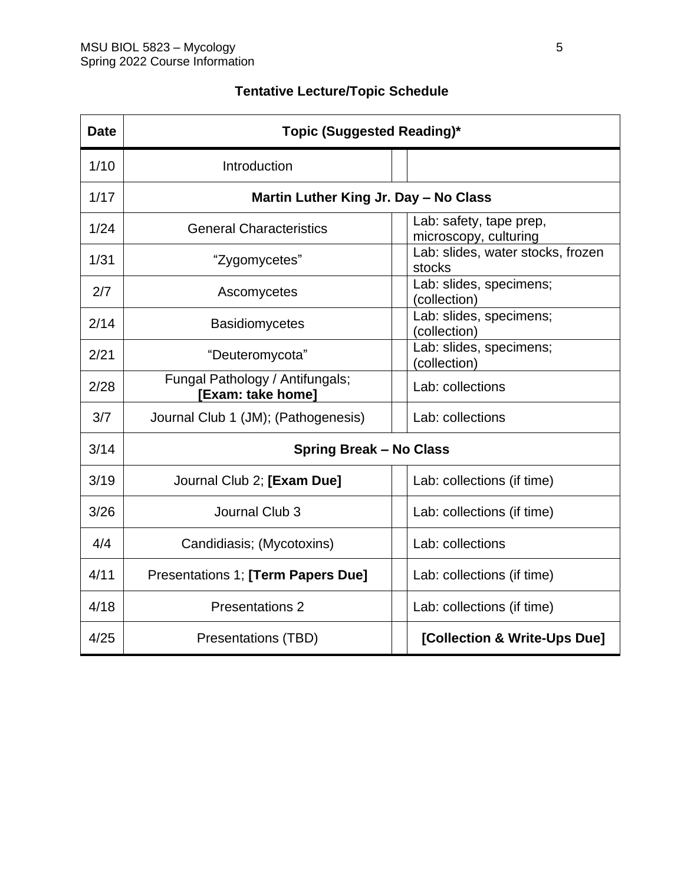## Tentative Lecture/Topic Schedule

| Date | Topic (Suggested Reading)* | | |
|---|---|---|---|
| 1/10 | Introduction | | |
| 1/17 | **Martin Luther King Jr. Day – No Class** | | |
| 1/24 | General Characteristics | | Lab: safety, tape prep, microscopy, culturing |
| 1/31 | "Zygomycetes" | | Lab: slides, water stocks, frozen stocks |
| 2/7 | Ascomycetes | | Lab: slides, specimens; (collection) |
| 2/14 | Basidiomycetes | | Lab: slides, specimens; (collection) |
| 2/21 | "Deuteromycota" | | Lab: slides, specimens; (collection) |
| 2/28 | Fungal Pathology / Antifungals; **[Exam: take home]** | | Lab: collections |
| 3/7 | Journal Club 1 (JM); (Pathogenesis) | | Lab: collections |
| 3/14 | **Spring Break – No Class** | | |
| 3/19 | Journal Club 2; **[Exam Due]** | | Lab: collections (if time) |
| 3/26 | Journal Club 3 | | Lab: collections (if time) |
| 4/4 | Candidiasis; (Mycotoxins) | | Lab: collections |
| 4/11 | Presentations 1; **[Term Papers Due]** | | Lab: collections (if time) |
| 4/18 | Presentations 2 | | Lab: collections (if time) |
| 4/25 | Presentations (TBD) | | **[Collection & Write-Ups Due]** |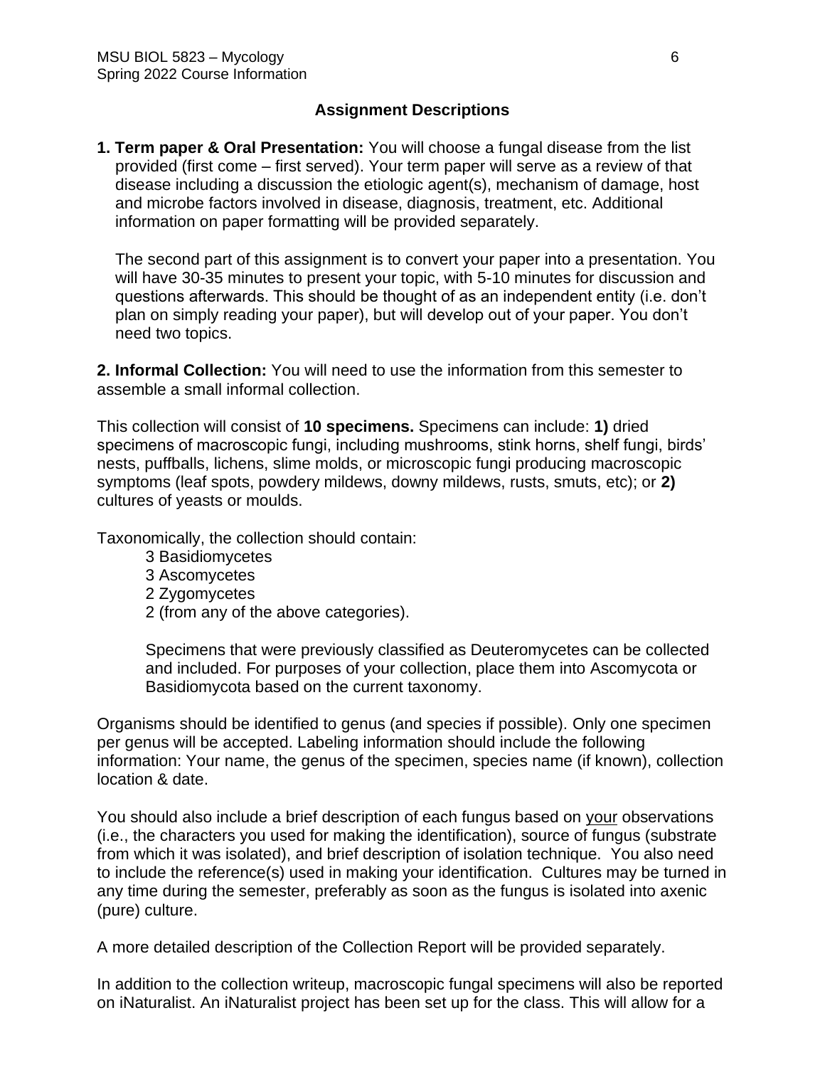## Assignment Descriptions

1. **Term paper & Oral Presentation:** You will choose a fungal disease from the list provided (first come – first served). Your term paper will serve as a review of that disease including a discussion the etiologic agent(s), mechanism of damage, host and microbe factors involved in disease, diagnosis, treatment, etc. Additional information on paper formatting will be provided separately.

   The second part of this assignment is to convert your paper into a presentation. You will have 30-35 minutes to present your topic, with 5-10 minutes for discussion and questions afterwards. This should be thought of as an independent entity (i.e. don't plan on simply reading your paper), but will develop out of your paper. You don't need two topics.

**2. Informal Collection:** You will need to use the information from this semester to assemble a small informal collection.

This collection will consist of **10 specimens.** Specimens can include: **1)** dried specimens of macroscopic fungi, including mushrooms, stink horns, shelf fungi, birds' nests, puffballs, lichens, slime molds, or microscopic fungi producing macroscopic symptoms (leaf spots, powdery mildews, downy mildews, rusts, smuts, etc); or **2)** cultures of yeasts or moulds.

Taxonomically, the collection should contain:

- 3 Basidiomycetes
- 3 Ascomycetes
- 2 Zygomycetes
- 2 (from any of the above categories).

  Specimens that were previously classified as Deuteromycetes can be collected and included. For purposes of your collection, place them into Ascomycota or Basidiomycota based on the current taxonomy.

Organisms should be identified to genus (and species if possible). Only one specimen per genus will be accepted. Labeling information should include the following information: Your name, the genus of the specimen, species name (if known), collection location & date.

You should also include a brief description of each fungus based on <u>your</u> observations (i.e., the characters you used for making the identification), source of fungus (substrate from which it was isolated), and brief description of isolation technique. You also need to include the reference(s) used in making your identification. Cultures may be turned in any time during the semester, preferably as soon as the fungus is isolated into axenic (pure) culture.

A more detailed description of the Collection Report will be provided separately.

In addition to the collection writeup, macroscopic fungal specimens will also be reported on iNaturalist. An iNaturalist project has been set up for the class. This will allow for a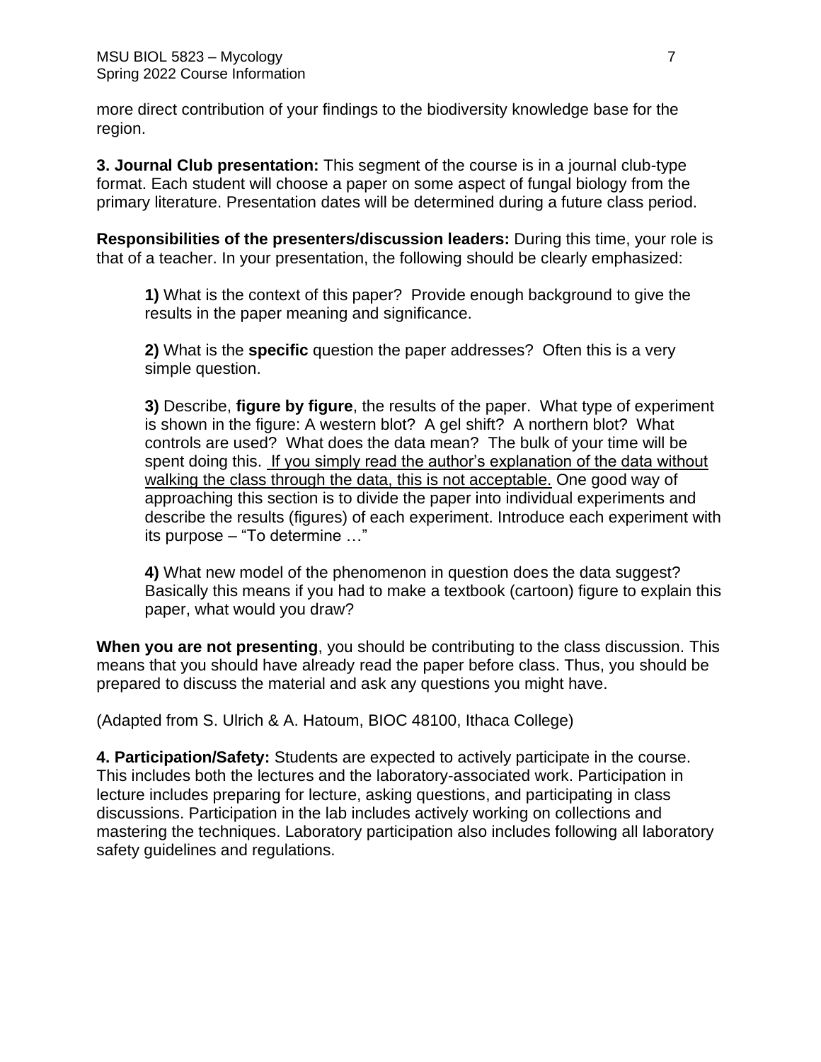more direct contribution of your findings to the biodiversity knowledge base for the region.

**3. Journal Club presentation:** This segment of the course is in a journal club-type format. Each student will choose a paper on some aspect of fungal biology from the primary literature. Presentation dates will be determined during a future class period.

**Responsibilities of the presenters/discussion leaders:** During this time, your role is that of a teacher. In your presentation, the following should be clearly emphasized:

> **1)** What is the context of this paper? Provide enough background to give the results in the paper meaning and significance.
>
> **2)** What is the **specific** question the paper addresses? Often this is a very simple question.
>
> **3)** Describe, **figure by figure**, the results of the paper. What type of experiment is shown in the figure: A western blot? A gel shift? A northern blot? What controls are used? What does the data mean? The bulk of your time will be spent doing this. <u>If you simply read the author's explanation of the data without walking the class through the data, this is not acceptable.</u> One good way of approaching this section is to divide the paper into individual experiments and describe the results (figures) of each experiment. Introduce each experiment with its purpose – "To determine …"
>
> **4)** What new model of the phenomenon in question does the data suggest? Basically this means if you had to make a textbook (cartoon) figure to explain this paper, what would you draw?

**When you are not presenting**, you should be contributing to the class discussion. This means that you should have already read the paper before class. Thus, you should be prepared to discuss the material and ask any questions you might have.

(Adapted from S. Ulrich & A. Hatoum, BIOC 48100, Ithaca College)

**4. Participation/Safety:** Students are expected to actively participate in the course. This includes both the lectures and the laboratory-associated work. Participation in lecture includes preparing for lecture, asking questions, and participating in class discussions. Participation in the lab includes actively working on collections and mastering the techniques. Laboratory participation also includes following all laboratory safety guidelines and regulations.